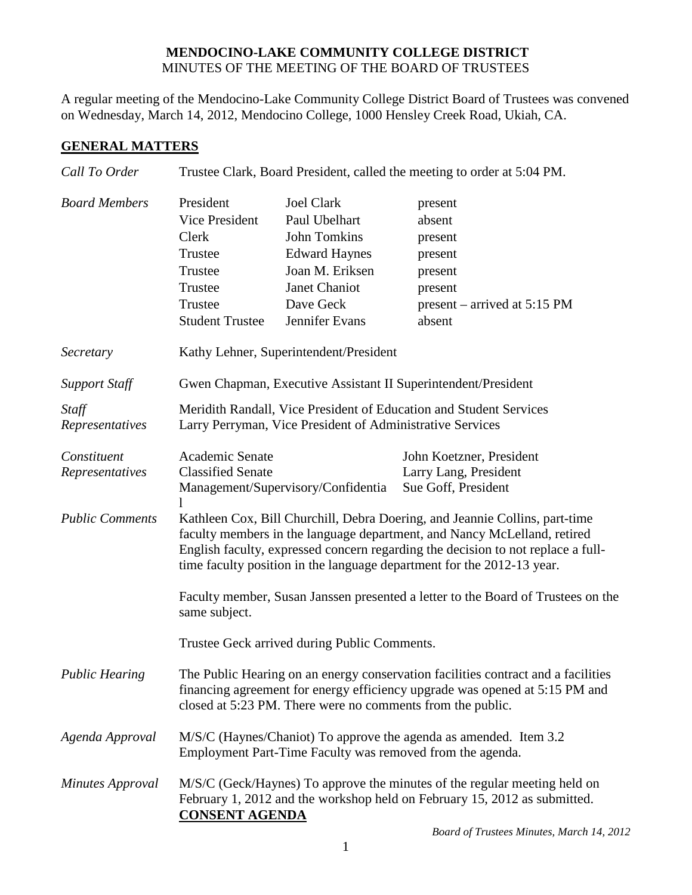# MENDOCINO-LAKE COMMUNITY COLLEGE DISTRICT

MINUTES OF THE MEETING OF THE BOARD OF TRUSTEES

A regular meeting of the Mendocino-Lake Community College District Board of Trustees was convened on Wednesday, March 14, 2012, Mendocino College, 1000 Hensley Creek Road, Ukiah, CA.

## GENERAL MATTERS

*Call To Order* — Trustee Clark, Board President, called the meeting to order at 5:04 PM.

*Board Members*

| | | |
|---|---|---|
| President | Joel Clark | present |
| Vice President | Paul Ubelhart | absent |
| Clerk | John Tomkins | present |
| Trustee | Edward Haynes | present |
| Trustee | Joan M. Eriksen | present |
| Trustee | Janet Chaniot | present |
| Trustee | Dave Geck | present – arrived at 5:15 PM |
| Student Trustee | Jennifer Evans | absent |

*Secretary* — Kathy Lehner, Superintendent/President

*Support Staff* — Gwen Chapman, Executive Assistant II Superintendent/President

*Staff Representatives* — Meridith Randall, Vice President of Education and Student Services; Larry Perryman, Vice President of Administrative Services

*Constituent Representatives*

| | |
|---|---|
| Academic Senate | John Koetzner, President |
| Classified Senate | Larry Lang, President |
| Management/Supervisory/Confidential | Sue Goff, President |

*Public Comments* — Kathleen Cox, Bill Churchill, Debra Doering, and Jeannie Collins, part-time faculty members in the language department, and Nancy McLelland, retired English faculty, expressed concern regarding the decision to not replace a full-time faculty position in the language department for the 2012-13 year.

Faculty member, Susan Janssen presented a letter to the Board of Trustees on the same subject.

Trustee Geck arrived during Public Comments.

*Public Hearing* — The Public Hearing on an energy conservation facilities contract and a facilities financing agreement for energy efficiency upgrade was opened at 5:15 PM and closed at 5:23 PM. There were no comments from the public.

*Agenda Approval* — M/S/C (Haynes/Chaniot) To approve the agenda as amended. Item 3.2 Employment Part-Time Faculty was removed from the agenda.

*Minutes Approval* — M/S/C (Geck/Haynes) To approve the minutes of the regular meeting held on February 1, 2012 and the workshop held on February 15, 2012 as submitted.

## CONSENT AGENDA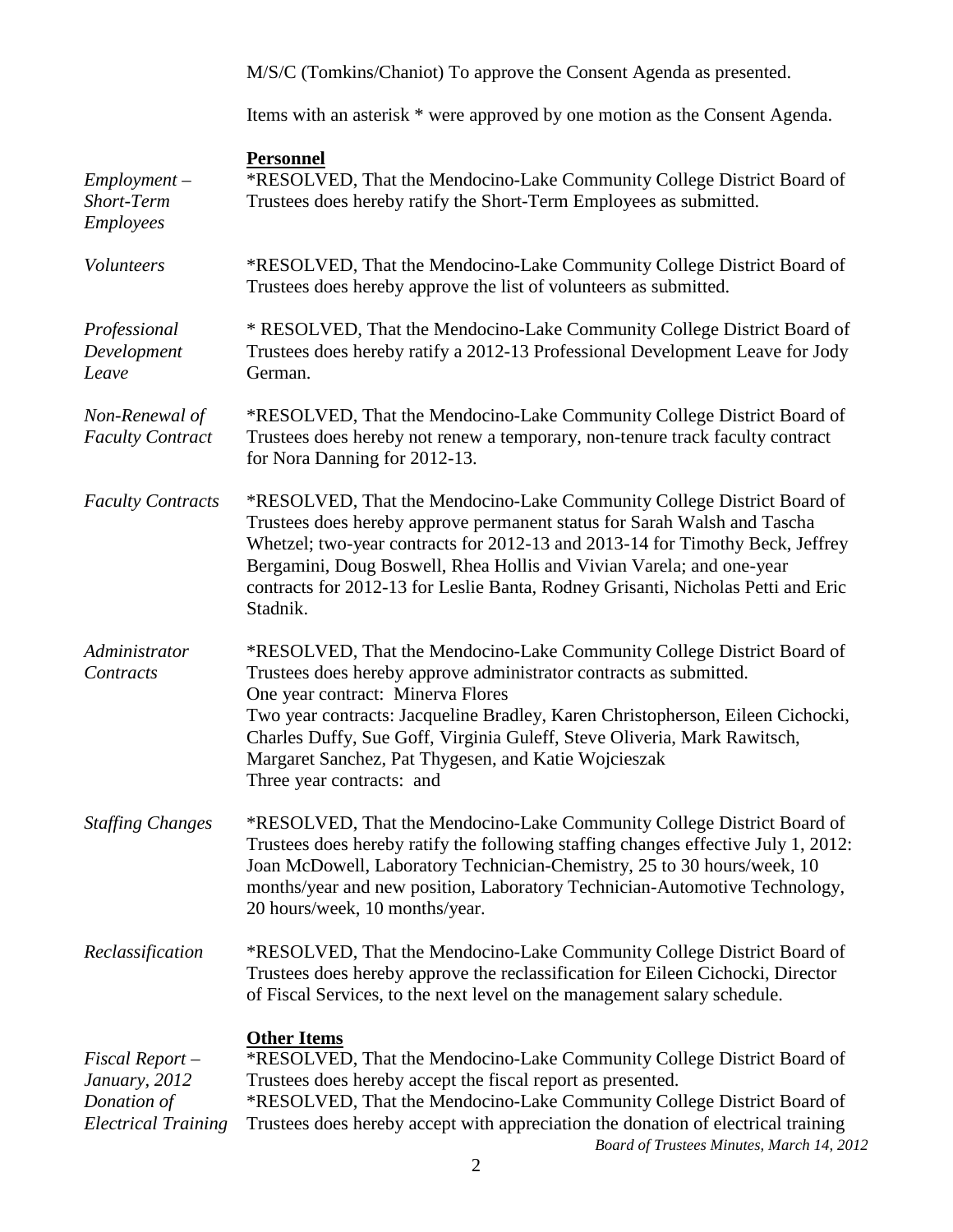M/S/C (Tomkins/Chaniot) To approve the Consent Agenda as presented.

Items with an asterisk * were approved by one motion as the Consent Agenda.

**Personnel**

*Employment – Short-Term Employees*

*RESOLVED, That the Mendocino-Lake Community College District Board of Trustees does hereby ratify the Short-Term Employees as submitted.

*Volunteers*

*RESOLVED, That the Mendocino-Lake Community College District Board of Trustees does hereby approve the list of volunteers as submitted.

*Professional Development Leave*

* RESOLVED, That the Mendocino-Lake Community College District Board of Trustees does hereby ratify a 2012-13 Professional Development Leave for Jody German.

*Non-Renewal of Faculty Contract*

*RESOLVED, That the Mendocino-Lake Community College District Board of Trustees does hereby not renew a temporary, non-tenure track faculty contract for Nora Danning for 2012-13.

*Faculty Contracts*

*RESOLVED, That the Mendocino-Lake Community College District Board of Trustees does hereby approve permanent status for Sarah Walsh and Tascha Whetzel; two-year contracts for 2012-13 and 2013-14 for Timothy Beck, Jeffrey Bergamini, Doug Boswell, Rhea Hollis and Vivian Varela; and one-year contracts for 2012-13 for Leslie Banta, Rodney Grisanti, Nicholas Petti and Eric Stadnik.

*Administrator Contracts*

*RESOLVED, That the Mendocino-Lake Community College District Board of Trustees does hereby approve administrator contracts as submitted.
One year contract: Minerva Flores
Two year contracts: Jacqueline Bradley, Karen Christopherson, Eileen Cichocki, Charles Duffy, Sue Goff, Virginia Guleff, Steve Oliveria, Mark Rawitsch, Margaret Sanchez, Pat Thygesen, and Katie Wojcieszak
Three year contracts: and

*Staffing Changes*

*RESOLVED, That the Mendocino-Lake Community College District Board of Trustees does hereby ratify the following staffing changes effective July 1, 2012: Joan McDowell, Laboratory Technician-Chemistry, 25 to 30 hours/week, 10 months/year and new position, Laboratory Technician-Automotive Technology, 20 hours/week, 10 months/year.

*Reclassification*

*RESOLVED, That the Mendocino-Lake Community College District Board of Trustees does hereby approve the reclassification for Eileen Cichocki, Director of Fiscal Services, to the next level on the management salary schedule.

**Other Items**

*Fiscal Report – January, 2012*

*RESOLVED, That the Mendocino-Lake Community College District Board of Trustees does hereby accept the fiscal report as presented.

*Donation of Electrical Training*

*RESOLVED, That the Mendocino-Lake Community College District Board of Trustees does hereby accept with appreciation the donation of electrical training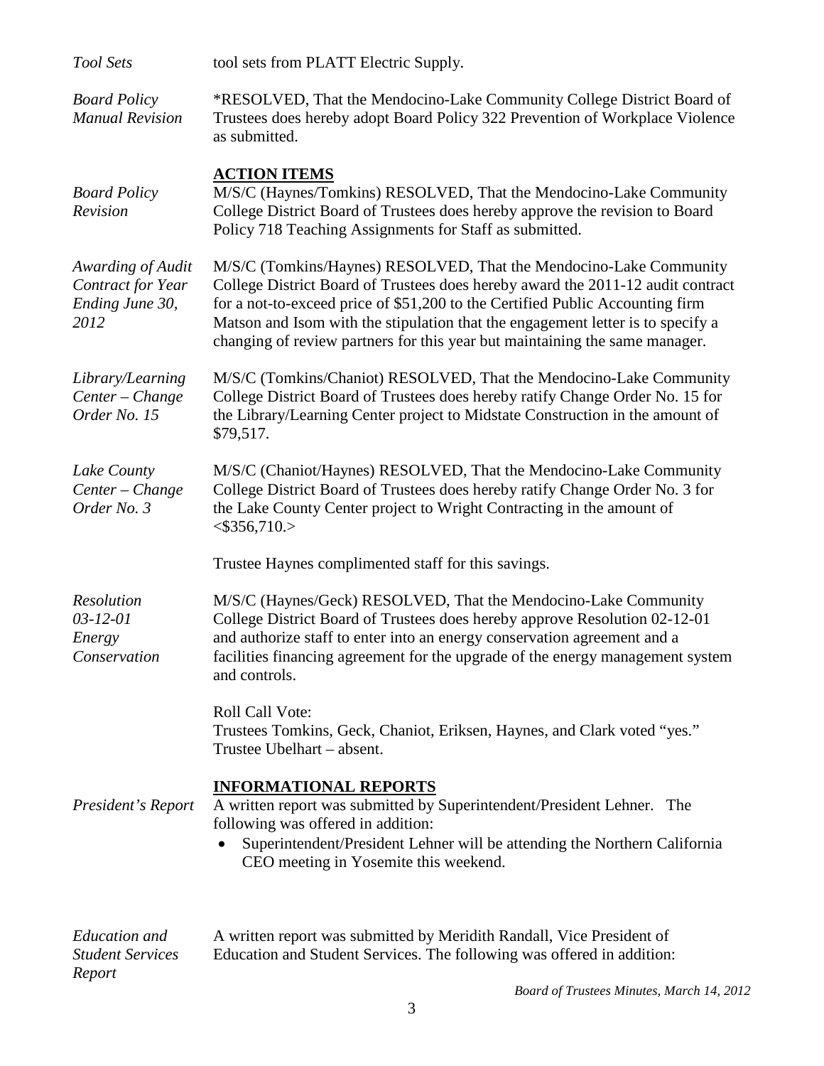*Tool Sets* tool sets from PLATT Electric Supply.

*Board Policy Manual Revision* *RESOLVED, That the Mendocino-Lake Community College District Board of Trustees does hereby adopt Board Policy 322 Prevention of Workplace Violence as submitted.

## ACTION ITEMS

*Board Policy Revision* M/S/C (Haynes/Tomkins) RESOLVED, That the Mendocino-Lake Community College District Board of Trustees does hereby approve the revision to Board Policy 718 Teaching Assignments for Staff as submitted.

*Awarding of Audit Contract for Year Ending June 30, 2012* M/S/C (Tomkins/Haynes) RESOLVED, That the Mendocino-Lake Community College District Board of Trustees does hereby award the 2011-12 audit contract for a not-to-exceed price of $51,200 to the Certified Public Accounting firm Matson and Isom with the stipulation that the engagement letter is to specify a changing of review partners for this year but maintaining the same manager.

*Library/Learning Center – Change Order No. 15* M/S/C (Tomkins/Chaniot) RESOLVED, That the Mendocino-Lake Community College District Board of Trustees does hereby ratify Change Order No. 15 for the Library/Learning Center project to Midstate Construction in the amount of $79,517.

*Lake County Center – Change Order No. 3* M/S/C (Chaniot/Haynes) RESOLVED, That the Mendocino-Lake Community College District Board of Trustees does hereby ratify Change Order No. 3 for the Lake County Center project to Wright Contracting in the amount of <$356,710.>

Trustee Haynes complimented staff for this savings.

*Resolution 03-12-01 Energy Conservation* M/S/C (Haynes/Geck) RESOLVED, That the Mendocino-Lake Community College District Board of Trustees does hereby approve Resolution 02-12-01 and authorize staff to enter into an energy conservation agreement and a facilities financing agreement for the upgrade of the energy management system and controls.

Roll Call Vote:
Trustees Tomkins, Geck, Chaniot, Eriksen, Haynes, and Clark voted "yes."
Trustee Ubelhart – absent.

## INFORMATIONAL REPORTS

*President's Report* A written report was submitted by Superintendent/President Lehner. The following was offered in addition:

- Superintendent/President Lehner will be attending the Northern California CEO meeting in Yosemite this weekend.

*Education and Student Services Report* A written report was submitted by Meridith Randall, Vice President of Education and Student Services. The following was offered in addition: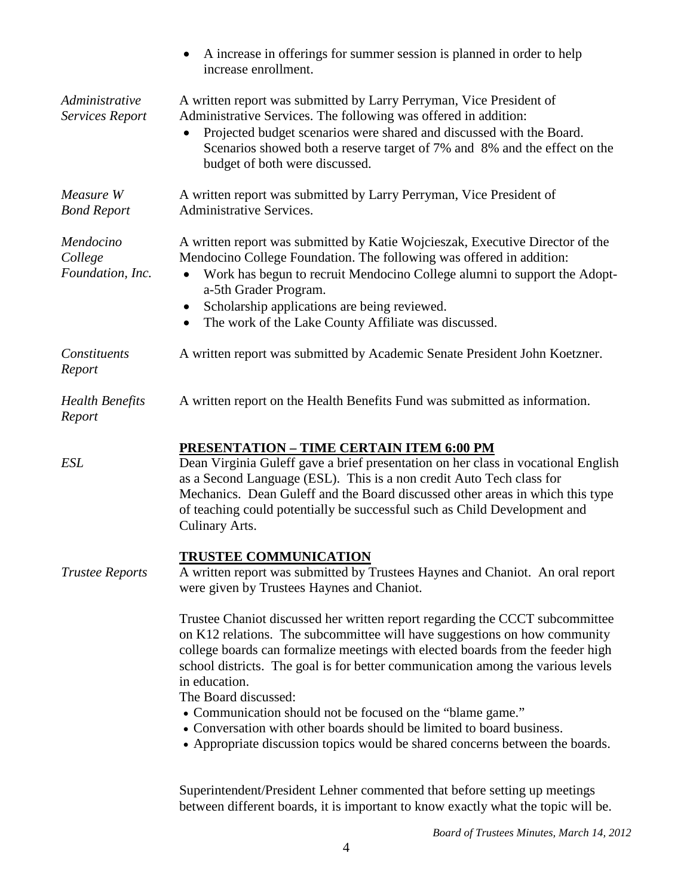- A increase in offerings for summer session is planned in order to help increase enrollment.

*Administrative Services Report*

A written report was submitted by Larry Perryman, Vice President of Administrative Services. The following was offered in addition:

- Projected budget scenarios were shared and discussed with the Board. Scenarios showed both a reserve target of 7% and 8% and the effect on the budget of both were discussed.

*Measure W Bond Report*

A written report was submitted by Larry Perryman, Vice President of Administrative Services.

*Mendocino College Foundation, Inc.*

A written report was submitted by Katie Wojcieszak, Executive Director of the Mendocino College Foundation. The following was offered in addition:

- Work has begun to recruit Mendocino College alumni to support the Adopt-a-5th Grader Program.
- Scholarship applications are being reviewed.
- The work of the Lake County Affiliate was discussed.

*Constituents Report*

A written report was submitted by Academic Senate President John Koetzner.

*Health Benefits Report*

A written report on the Health Benefits Fund was submitted as information.

## PRESENTATION – TIME CERTAIN ITEM 6:00 PM

*ESL*

Dean Virginia Guleff gave a brief presentation on her class in vocational English as a Second Language (ESL). This is a non credit Auto Tech class for Mechanics. Dean Guleff and the Board discussed other areas in which this type of teaching could potentially be successful such as Child Development and Culinary Arts.

## TRUSTEE COMMUNICATION

*Trustee Reports*

A written report was submitted by Trustees Haynes and Chaniot. An oral report were given by Trustees Haynes and Chaniot.

Trustee Chaniot discussed her written report regarding the CCCT subcommittee on K12 relations. The subcommittee will have suggestions on how community college boards can formalize meetings with elected boards from the feeder high school districts. The goal is for better communication among the various levels in education.

The Board discussed:

- Communication should not be focused on the "blame game."
- Conversation with other boards should be limited to board business.
- Appropriate discussion topics would be shared concerns between the boards.

Superintendent/President Lehner commented that before setting up meetings between different boards, it is important to know exactly what the topic will be.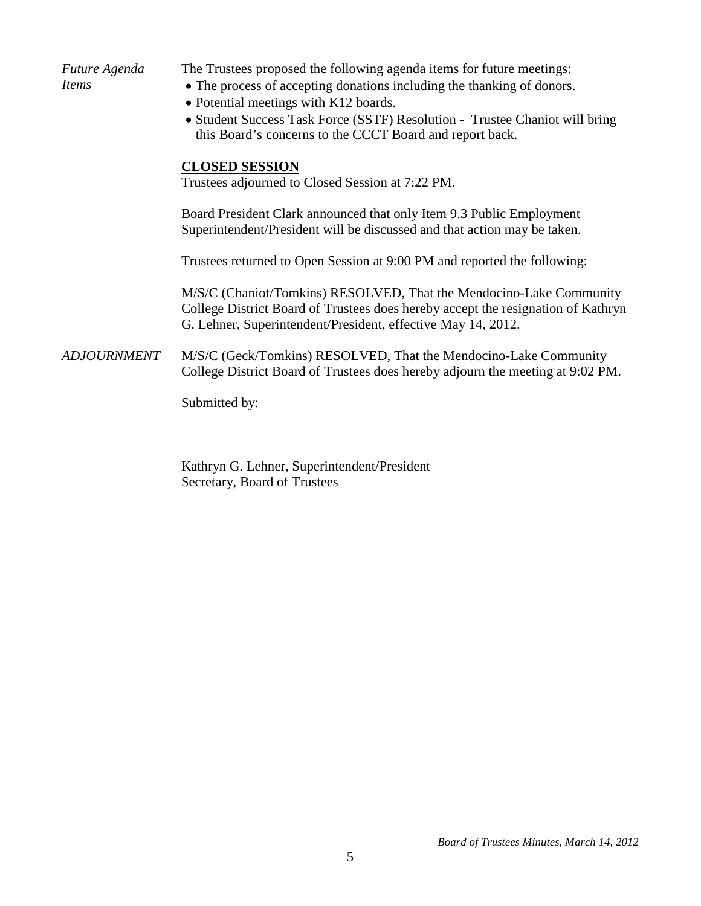*Future Agenda Items*

The Trustees proposed the following agenda items for future meetings:

- The process of accepting donations including the thanking of donors.
- Potential meetings with K12 boards.
- Student Success Task Force (SSTF) Resolution - Trustee Chaniot will bring this Board's concerns to the CCCT Board and report back.

**CLOSED SESSION**

Trustees adjourned to Closed Session at 7:22 PM.

Board President Clark announced that only Item 9.3 Public Employment Superintendent/President will be discussed and that action may be taken.

Trustees returned to Open Session at 9:00 PM and reported the following:

M/S/C (Chaniot/Tomkins) RESOLVED, That the Mendocino-Lake Community College District Board of Trustees does hereby accept the resignation of Kathryn G. Lehner, Superintendent/President, effective May 14, 2012.

*ADJOURNMENT*

M/S/C (Geck/Tomkins) RESOLVED, That the Mendocino-Lake Community College District Board of Trustees does hereby adjourn the meeting at 9:02 PM.

Submitted by:

Kathryn G. Lehner, Superintendent/President
Secretary, Board of Trustees